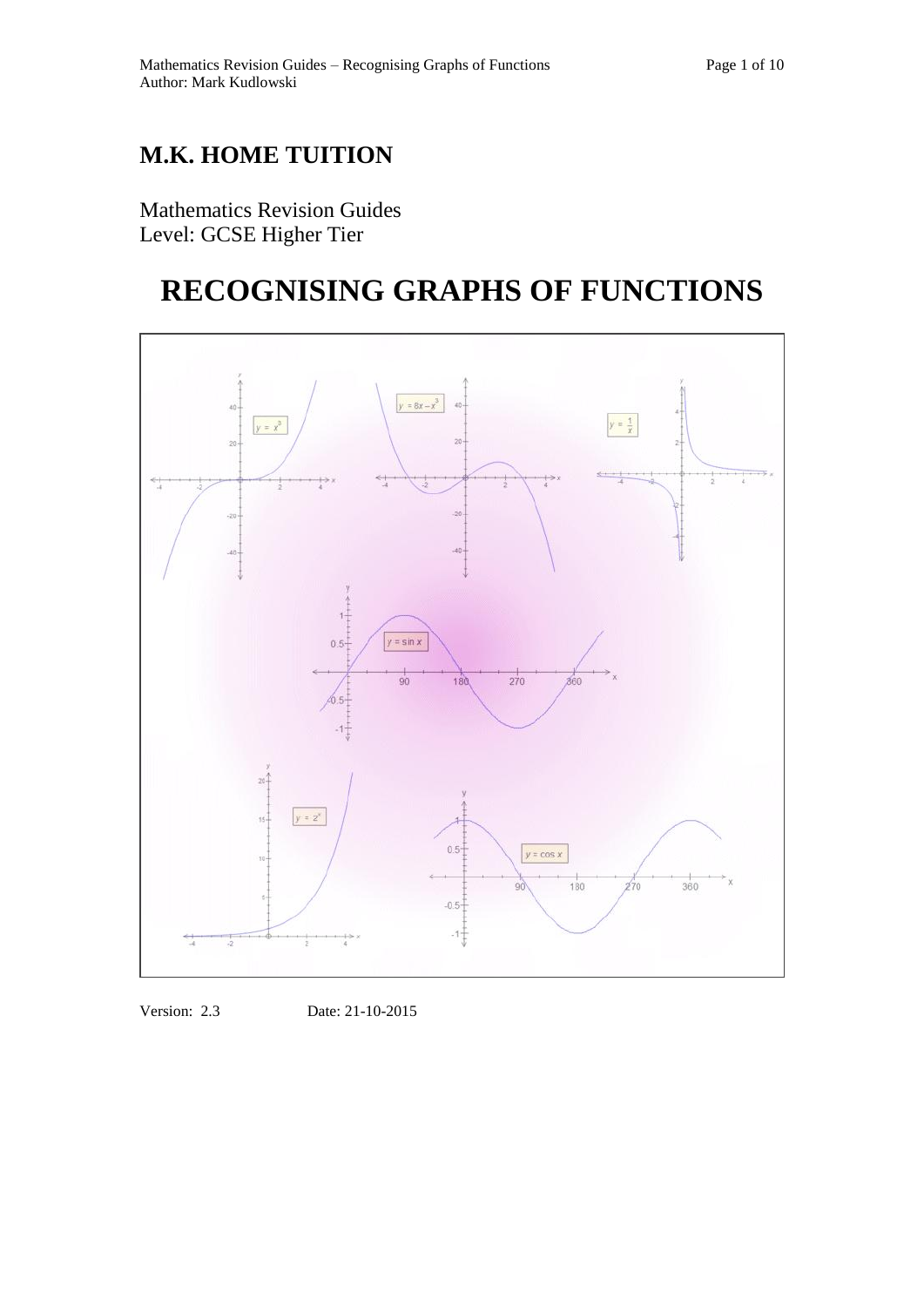# M.K. HOME TUITION

Mathematics Revision Guides
Level: GCSE Higher Tier

# RECOGNISING GRAPHS OF FUNCTIONS

Version: 2.3 Date: 21-10-2015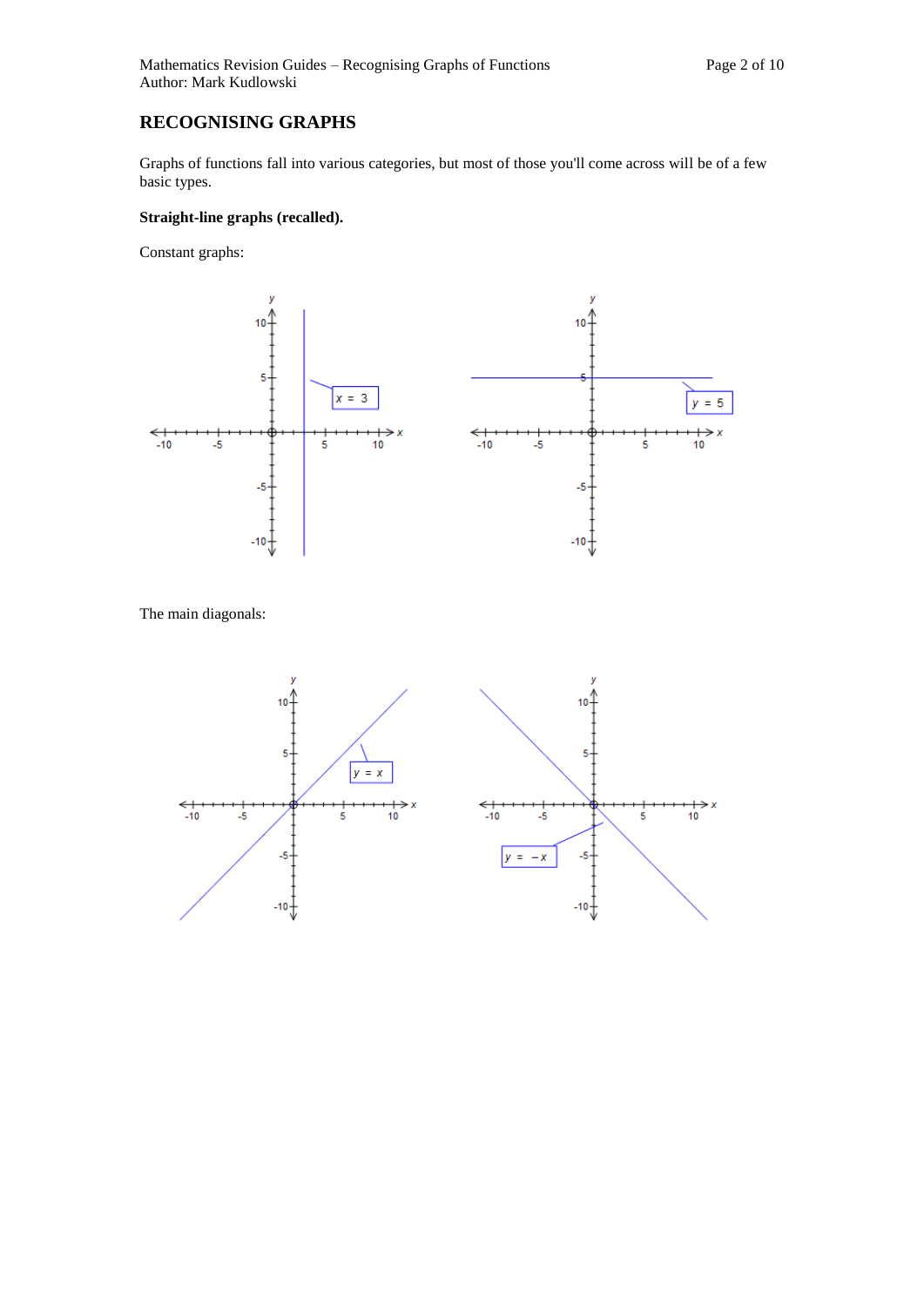## RECOGNISING GRAPHS

Graphs of functions fall into various categories, but most of those you'll come across will be of a few basic types.

**Straight-line graphs (recalled).**

Constant graphs:

The main diagonals: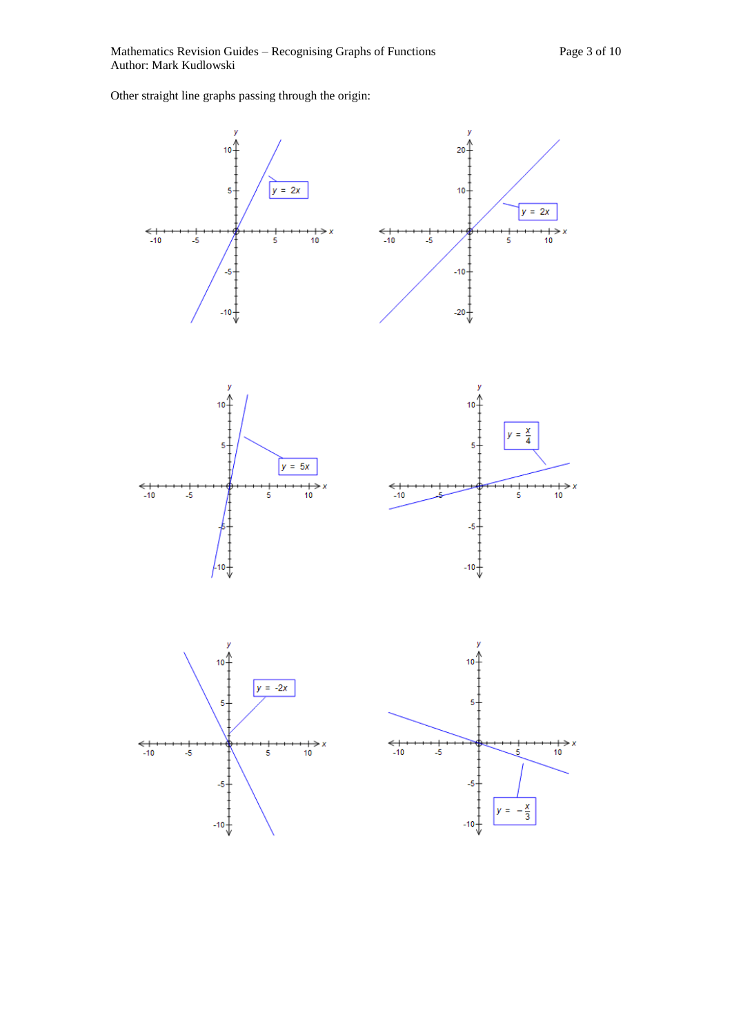Other straight line graphs passing through the origin: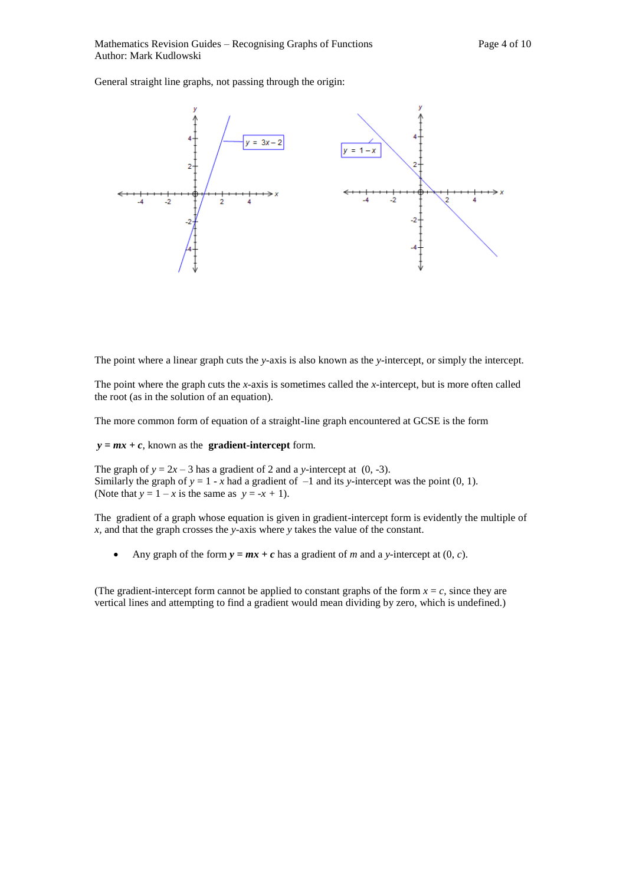General straight line graphs, not passing through the origin:

The point where a linear graph cuts the $y$-axis is also known as the $y$-intercept, or simply the intercept.

The point where the graph cuts the $x$-axis is sometimes called the $x$-intercept, but is more often called the root (as in the solution of an equation).

The more common form of equation of a straight-line graph encountered at GCSE is the form

$\boldsymbol{y = mx + c}$, known as the **gradient-intercept** form.

The graph of $y = 2x - 3$ has a gradient of 2 and a $y$-intercept at (0, -3).
Similarly the graph of $y = 1 - x$ had a gradient of $-1$ and its $y$-intercept was the point (0, 1).
(Note that $y = 1 - x$ is the same as $y = -x + 1$).

The gradient of a graph whose equation is given in gradient-intercept form is evidently the multiple of $x$, and that the graph crosses the $y$-axis where $y$ takes the value of the constant.

- Any graph of the form $\boldsymbol{y = mx + c}$ has a gradient of $m$ and a $y$-intercept at $(0, c)$.

(The gradient-intercept form cannot be applied to constant graphs of the form $x = c$, since they are vertical lines and attempting to find a gradient would mean dividing by zero, which is undefined.)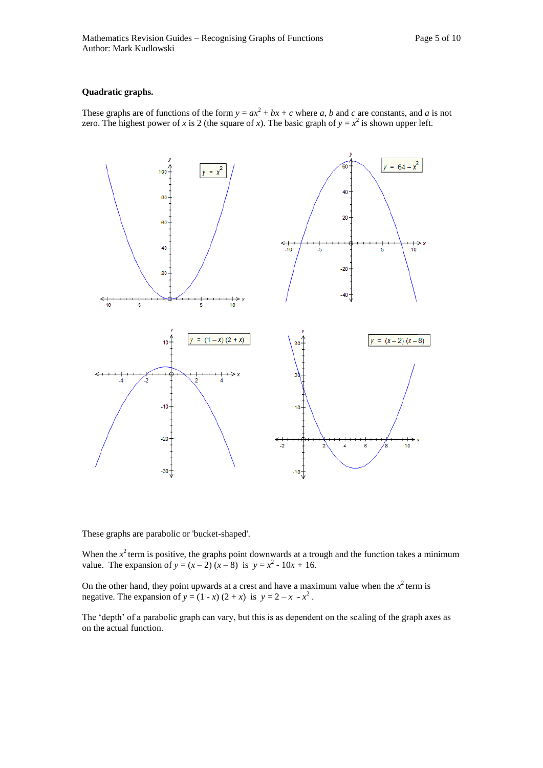**Quadratic graphs.**

These graphs are of functions of the form $y = ax^2 + bx + c$ where $a$, $b$ and $c$ are constants, and $a$ is not zero. The highest power of $x$ is 2 (the square of $x$). The basic graph of $y = x^2$ is shown upper left.

These graphs are parabolic or 'bucket-shaped'.

When the $x^2$ term is positive, the graphs point downwards at a trough and the function takes a minimum value. The expansion of $y = (x - 2)(x - 8)$ is $y = x^2 - 10x + 16$.

On the other hand, they point upwards at a crest and have a maximum value when the $x^2$ term is negative. The expansion of $y = (1 - x)(2 + x)$ is $y = 2 - x - x^2$.

The 'depth' of a parabolic graph can vary, but this is as dependent on the scaling of the graph axes as on the actual function.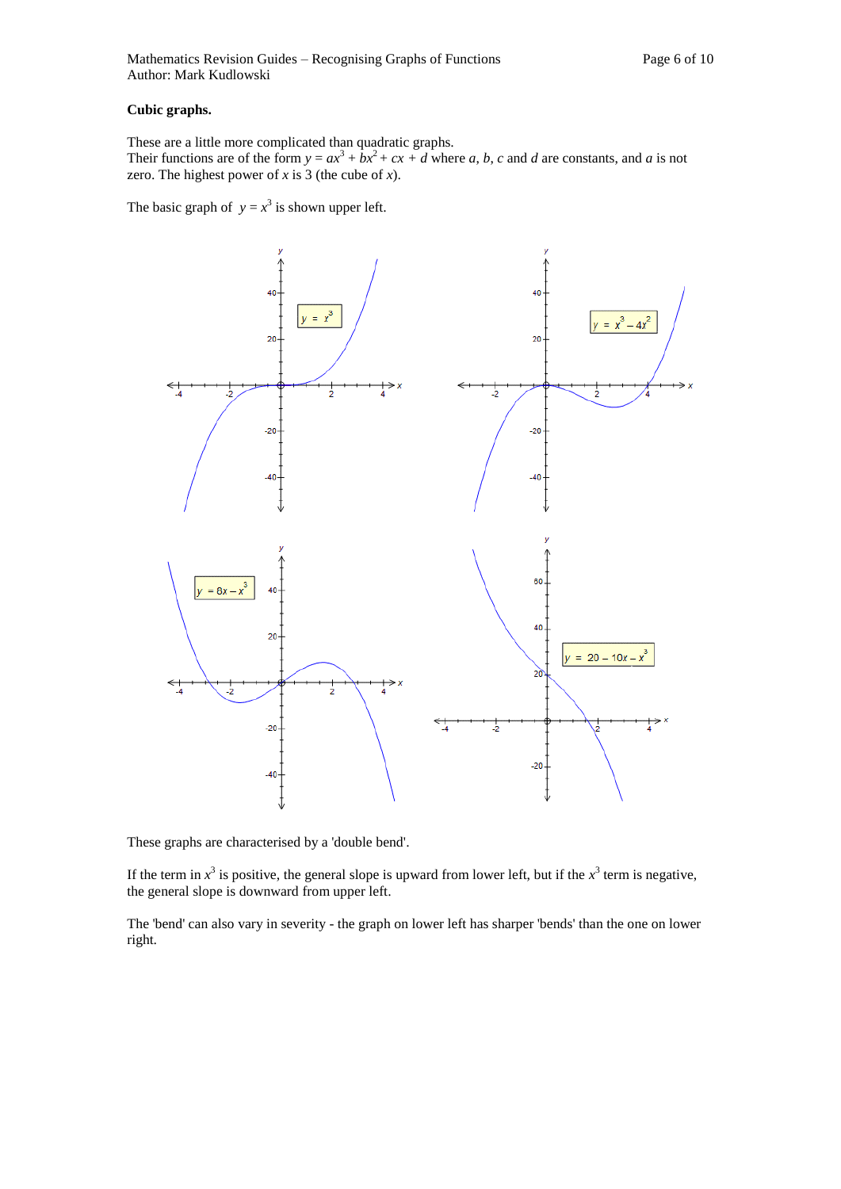**Cubic graphs.**

These are a little more complicated than quadratic graphs.
Their functions are of the form $y = ax^3 + bx^2 + cx + d$ where $a$, $b$, $c$ and $d$ are constants, and $a$ is not zero. The highest power of $x$ is 3 (the cube of $x$).

The basic graph of $y = x^3$ is shown upper left.

These graphs are characterised by a 'double bend'.

If the term in $x^3$ is positive, the general slope is upward from lower left, but if the $x^3$ term is negative, the general slope is downward from upper left.

The 'bend' can also vary in severity - the graph on lower left has sharper 'bends' than the one on lower right.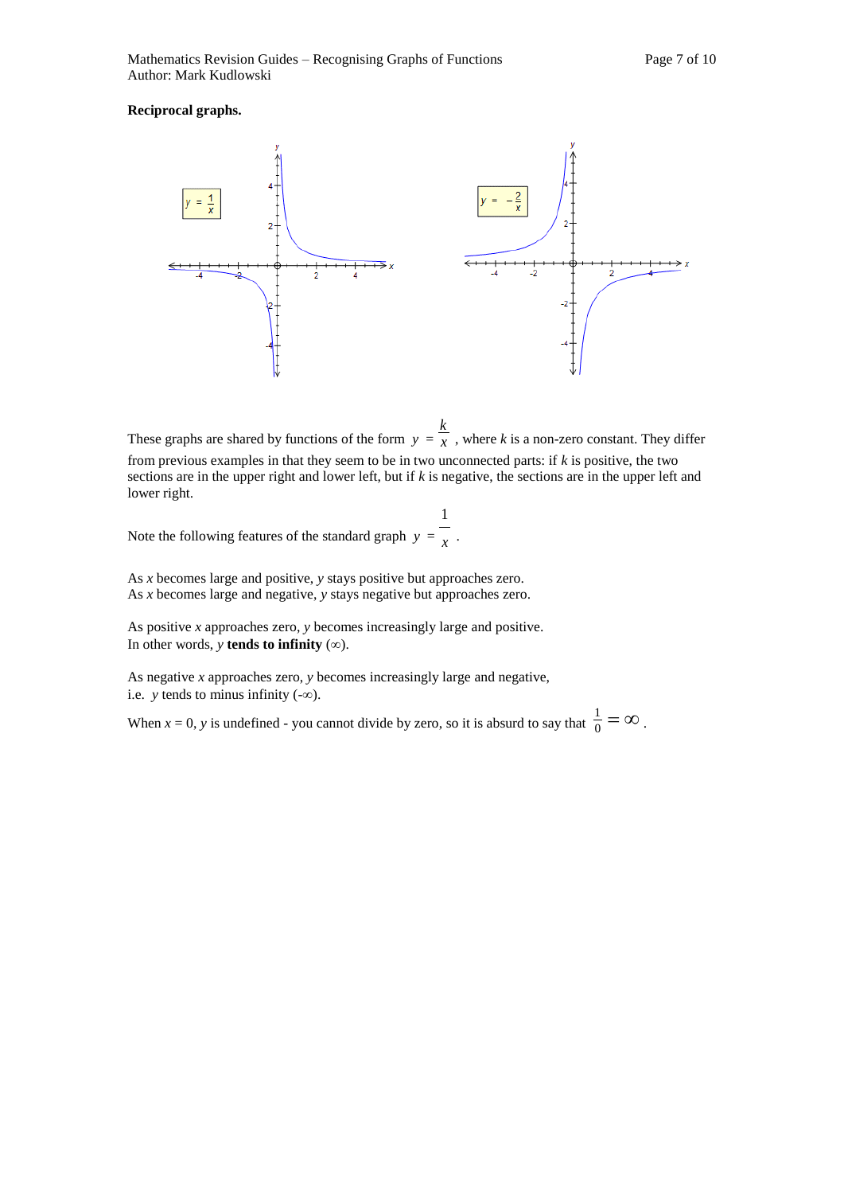**Reciprocal graphs.**

These graphs are shared by functions of the form $y = \frac{k}{x}$, where $k$ is a non-zero constant. They differ from previous examples in that they seem to be in two unconnected parts: if $k$ is positive, the two sections are in the upper right and lower left, but if $k$ is negative, the sections are in the upper left and lower right.

Note the following features of the standard graph $y = \frac{1}{x}$.

As $x$ becomes large and positive, $y$ stays positive but approaches zero.
As $x$ becomes large and negative, $y$ stays negative but approaches zero.

As positive $x$ approaches zero, $y$ becomes increasingly large and positive.
In other words, $y$ **tends to infinity** ($\infty$).

As negative $x$ approaches zero, $y$ becomes increasingly large and negative,
i.e. $y$ tends to minus infinity ($-\infty$).

When $x = 0$, $y$ is undefined - you cannot divide by zero, so it is absurd to say that $\frac{1}{0} = \infty$.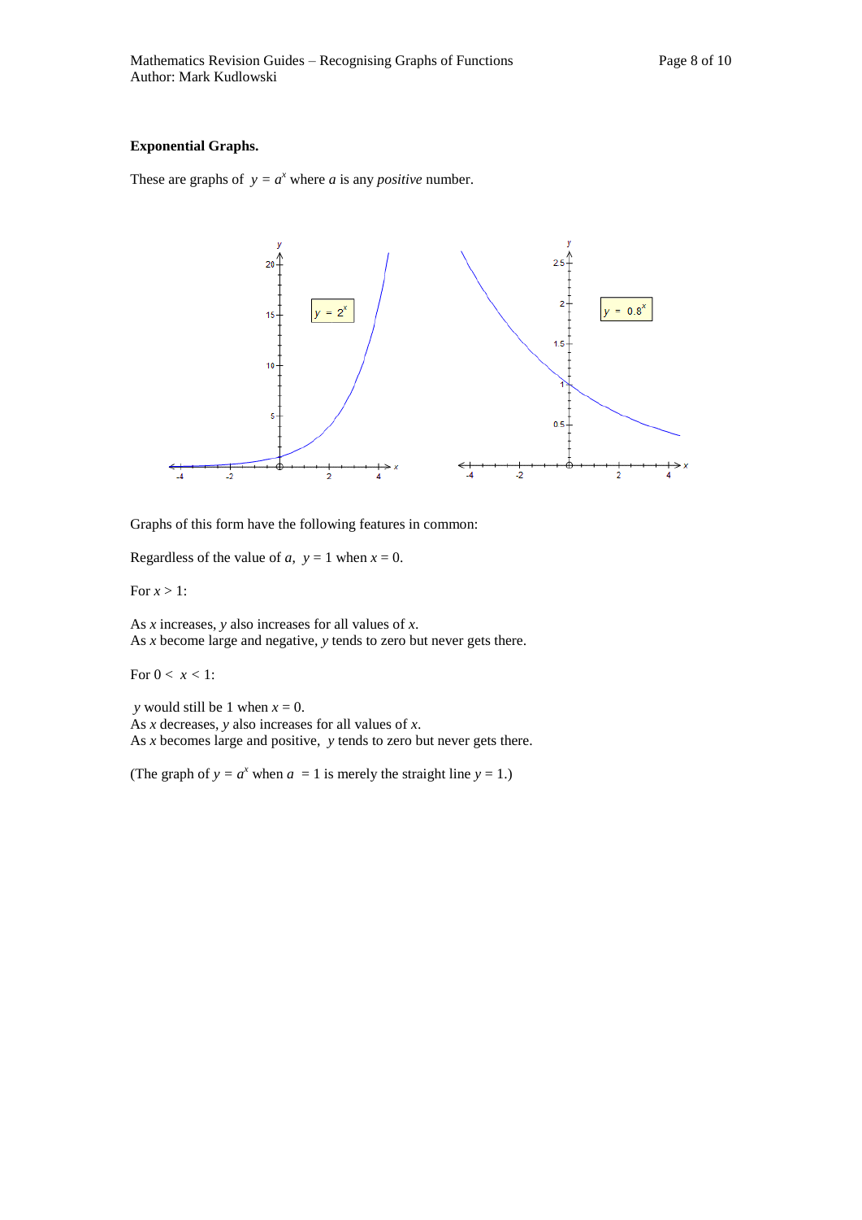**Exponential Graphs.**

These are graphs of $y = a^x$ where $a$ is any *positive* number.

Graphs of this form have the following features in common:

Regardless of the value of $a$, $y = 1$ when $x = 0$.

For $x > 1$:

As $x$ increases, $y$ also increases for all values of $x$.
As $x$ become large and negative, $y$ tends to zero but never gets there.

For $0 < x < 1$:

$y$ would still be 1 when $x = 0$.
As $x$ decreases, $y$ also increases for all values of $x$.
As $x$ becomes large and positive, $y$ tends to zero but never gets there.

(The graph of $y = a^x$ when $a = 1$ is merely the straight line $y = 1$.)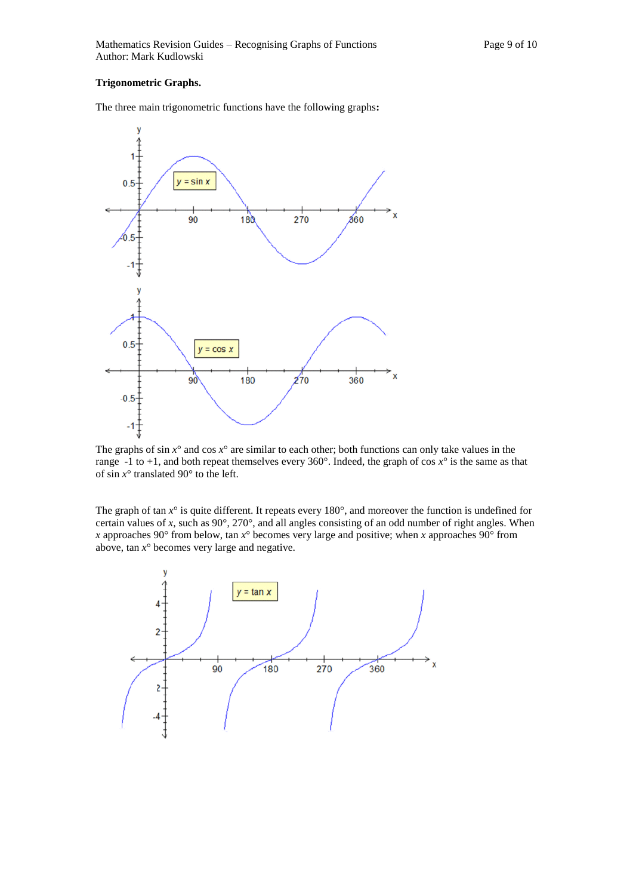**Trigonometric Graphs.**

The three main trigonometric functions have the following graphs**:**

The graphs of $\sin x°$ and $\cos x°$ are similar to each other; both functions can only take values in the range -1 to +1, and both repeat themselves every 360°. Indeed, the graph of $\cos x°$ is the same as that of $\sin x°$ translated 90° to the left.

The graph of $\tan x°$ is quite different. It repeats every 180°, and moreover the function is undefined for certain values of *x*, such as 90°, 270°, and all angles consisting of an odd number of right angles. When *x* approaches 90° from below, $\tan x°$ becomes very large and positive; when *x* approaches 90° from above, $\tan x°$ becomes very large and negative.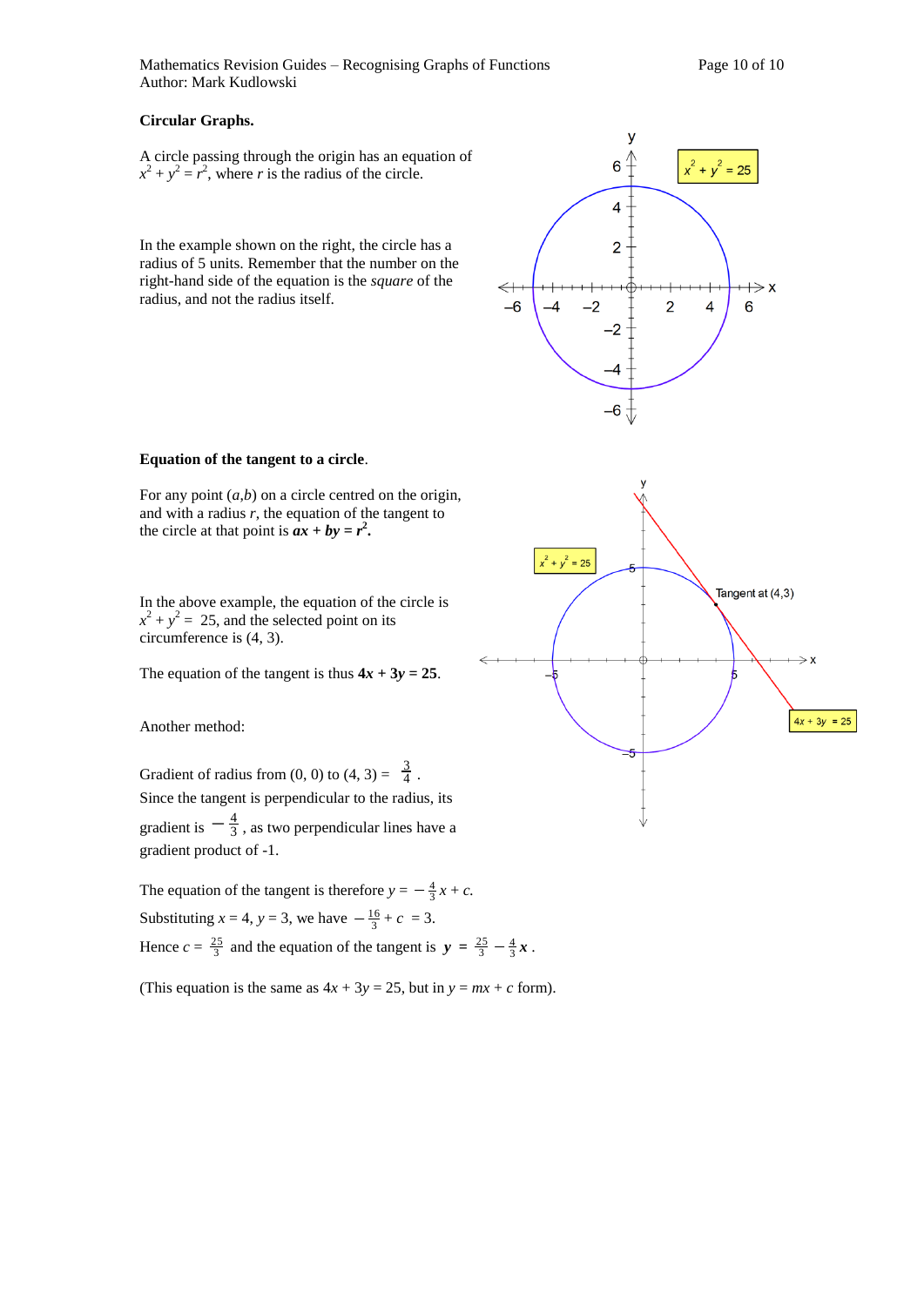**Circular Graphs.**

A circle passing through the origin has an equation of $x^2 + y^2 = r^2$, where $r$ is the radius of the circle.

In the example shown on the right, the circle has a radius of 5 units. Remember that the number on the right-hand side of the equation is the *square* of the radius, and not the radius itself.

y
x
6
4
2
–2
–4
–6
–6 –4 –2 2 4 6
$x^2 + y^2 = 25$

**Equation of the tangent to a circle**.

For any point $(a,b)$ on a circle centred on the origin, and with a radius $r$, the equation of the tangent to the circle at that point is $\boldsymbol{ax + by = r^2}$.

In the above example, the equation of the circle is $x^2 + y^2 = 25$, and the selected point on its circumference is (4, 3).

The equation of the tangent is thus $\mathbf{4x + 3y = 25}$.

y
x
5
–5
–5
5
$x^2 + y^2 = 25$
Tangent at (4,3)
$4x + 3y = 25$

Another method:

Gradient of radius from (0, 0) to (4, 3) = $\frac{3}{4}$.

Since the tangent is perpendicular to the radius, its gradient is $-\frac{4}{3}$, as two perpendicular lines have a gradient product of -1.

The equation of the tangent is therefore $y = -\frac{4}{3}x + c$.

Substituting $x = 4$, $y = 3$, we have $-\frac{16}{3} + c = 3$.

Hence $c = \frac{25}{3}$ and the equation of the tangent is $\boldsymbol{y = \frac{25}{3} - \frac{4}{3}x}$.

(This equation is the same as $4x + 3y = 25$, but in $y = mx + c$ form).